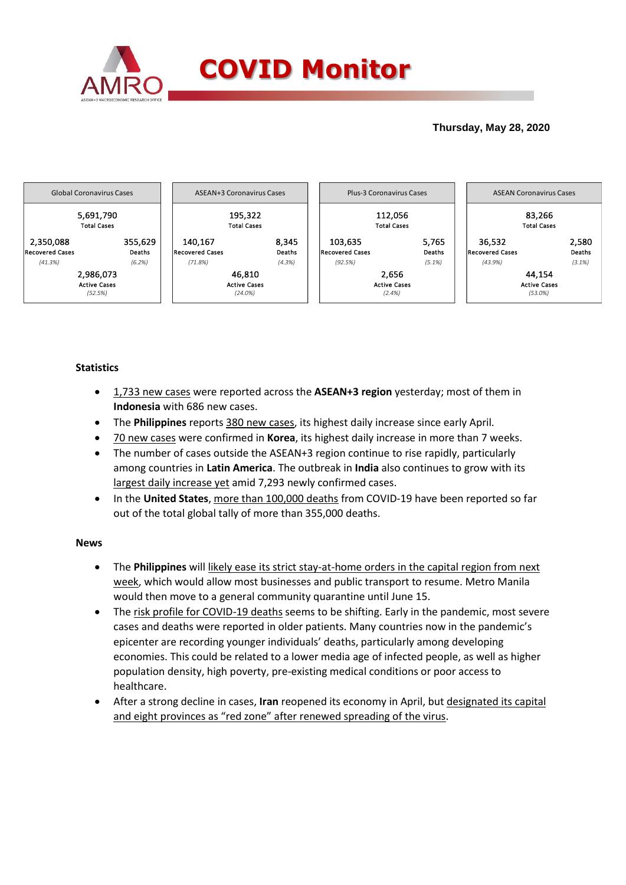# COVID Monitor

**Thursday, May 28, 2020**

| Global Coronavirus Cases | ASEAN+3 Coronavirus Cases | Plus-3 Coronavirus Cases | ASEAN Coronavirus Cases |
|---|---|---|---|
| 5,691,790 Total Cases | 195,322 Total Cases | 112,056 Total Cases | 83,266 Total Cases |
| 2,350,088 Recovered Cases (41.3%) | 140,167 Recovered Cases (71.8%) | 103,635 Recovered Cases (92.5%) | 36,532 Recovered Cases (43.9%) |
| 355,629 Deaths (6.2%) | 8,345 Deaths (4.3%) | 5,765 Deaths (5.1%) | 2,580 Deaths (3.1%) |
| 2,986,073 Active Cases (52.5%) | 46,810 Active Cases (24.0%) | 2,656 Active Cases (2.4%) | 44,154 Active Cases (53.0%) |

**Statistics**

- 1,733 new cases were reported across the **ASEAN+3 region** yesterday; most of them in **Indonesia** with 686 new cases.
- The **Philippines** reports 380 new cases, its highest daily increase since early April.
- 70 new cases were confirmed in **Korea**, its highest daily increase in more than 7 weeks.
- The number of cases outside the ASEAN+3 region continue to rise rapidly, particularly among countries in **Latin America**. The outbreak in **India** also continues to grow with its largest daily increase yet amid 7,293 newly confirmed cases.
- In the **United States**, more than 100,000 deaths from COVID-19 have been reported so far out of the total global tally of more than 355,000 deaths.

**News**

- The **Philippines** will likely ease its strict stay-at-home orders in the capital region from next week, which would allow most businesses and public transport to resume. Metro Manila would then move to a general community quarantine until June 15.
- The risk profile for COVID-19 deaths seems to be shifting. Early in the pandemic, most severe cases and deaths were reported in older patients. Many countries now in the pandemic's epicenter are recording younger individuals' deaths, particularly among developing economies. This could be related to a lower media age of infected people, as well as higher population density, high poverty, pre-existing medical conditions or poor access to healthcare.
- After a strong decline in cases, **Iran** reopened its economy in April, but designated its capital and eight provinces as "red zone" after renewed spreading of the virus.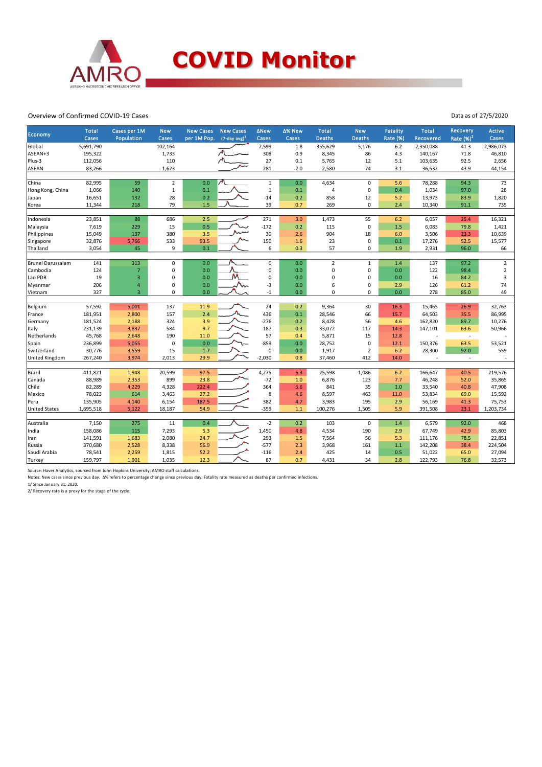# COVID Monitor

## Overview of Confirmed COVID-19 Cases

Data as of 27/5/2020

| Economy | Total Cases | Cases per 1M Population | New Cases | New Cases per 1M Pop. | New Cases (7-day avg)[1] | ΔNew Cases | Δ% New Cases | Total Deaths | New Deaths | Fatality Rate (%) | Total Recovered | Recovery Rate (%)[2] | Active Cases |
|---|---|---|---|---|---|---|---|---|---|---|---|---|---|
| Global | 5,691,790 | | 102,164 | | | 7,599 | 1.8 | 355,629 | 5,176 | 6.2 | 2,350,088 | 41.3 | 2,986,073 |
| ASEAN+3 | 195,322 | | 1,733 | | | 308 | 0.9 | 8,345 | 86 | 4.3 | 140,167 | 71.8 | 46,810 |
| Plus-3 | 112,056 | | 110 | | | 27 | 0.1 | 5,765 | 12 | 5.1 | 103,635 | 92.5 | 2,656 |
| ASEAN | 83,266 | | 1,623 | | | 281 | 2.0 | 2,580 | 74 | 3.1 | 36,532 | 43.9 | 44,154 |
| China | 82,995 | 59 | 2 | 0.0 | | 1 | 0.0 | 4,634 | 0 | 5.6 | 78,288 | 94.3 | 73 |
| Hong Kong, China | 1,066 | 140 | 1 | 0.1 | | 1 | 0.1 | 4 | 0 | 0.4 | 1,034 | 97.0 | 28 |
| Japan | 16,651 | 132 | 28 | 0.2 | | -14 | 0.2 | 858 | 12 | 5.2 | 13,973 | 83.9 | 1,820 |
| Korea | 11,344 | 218 | 79 | 1.5 | | 39 | 0.7 | 269 | 0 | 2.4 | 10,340 | 91.1 | 735 |
| Indonesia | 23,851 | 88 | 686 | 2.5 | | 271 | 3.0 | 1,473 | 55 | 6.2 | 6,057 | 25.4 | 16,321 |
| Malaysia | 7,619 | 229 | 15 | 0.5 | | -172 | 0.2 | 115 | 0 | 1.5 | 6,083 | 79.8 | 1,421 |
| Philippines | 15,049 | 137 | 380 | 3.5 | | 30 | 2.6 | 904 | 18 | 6.0 | 3,506 | 23.3 | 10,639 |
| Singapore | 32,876 | 5,766 | 533 | 93.5 | | 150 | 1.6 | 23 | 0 | 0.1 | 17,276 | 52.5 | 15,577 |
| Thailand | 3,054 | 45 | 9 | 0.1 | | 6 | 0.3 | 57 | 0 | 1.9 | 2,931 | 96.0 | 66 |
| Brunei Darussalam | 141 | 313 | 0 | 0.0 | | 0 | 0.0 | 2 | 1 | 1.4 | 137 | 97.2 | 2 |
| Cambodia | 124 | 7 | 0 | 0.0 | | 0 | 0.0 | 0 | 0 | 0.0 | 122 | 98.4 | 2 |
| Lao PDR | 19 | 3 | 0 | 0.0 | | 0 | 0.0 | 0 | 0 | 0.0 | 16 | 84.2 | 3 |
| Myanmar | 206 | 4 | 0 | 0.0 | | -3 | 0.0 | 6 | 0 | 2.9 | 126 | 61.2 | 74 |
| Vietnam | 327 | 3 | 0 | 0.0 | | -1 | 0.0 | 0 | 0 | 0.0 | 278 | 85.0 | 49 |
| Belgium | 57,592 | 5,001 | 137 | 11.9 | | 24 | 0.2 | 9,364 | 30 | 16.3 | 15,465 | 26.9 | 32,763 |
| France | 181,951 | 2,800 | 157 | 2.4 | | 436 | 0.1 | 28,546 | 66 | 15.7 | 64,503 | 35.5 | 86,995 |
| Germany | 181,524 | 2,188 | 324 | 3.9 | | -276 | 0.2 | 8,428 | 56 | 4.6 | 162,820 | 89.7 | 10,276 |
| Italy | 231,139 | 3,837 | 584 | 9.7 | | 187 | 0.3 | 33,072 | 117 | 14.3 | 147,101 | 63.6 | 50,966 |
| Netherlands | 45,768 | 2,648 | 190 | 11.0 | | 57 | 0.4 | 5,871 | 15 | 12.8 | - | - | - |
| Spain | 236,899 | 5,055 | 0 | 0.0 | | -859 | 0.0 | 28,752 | 0 | 12.1 | 150,376 | 63.5 | 53,521 |
| Switzerland | 30,776 | 3,559 | 15 | 1.7 | | 0 | 0.0 | 1,917 | 2 | 6.2 | 28,300 | 92.0 | 559 |
| United Kingdom | 267,240 | 3,974 | 2,013 | 29.9 | | -2,030 | 0.8 | 37,460 | 412 | 14.0 | - | - | - |
| Brazil | 411,821 | 1,948 | 20,599 | 97.5 | | 4,275 | 5.3 | 25,598 | 1,086 | 6.2 | 166,647 | 40.5 | 219,576 |
| Canada | 88,989 | 2,353 | 899 | 23.8 | | -72 | 1.0 | 6,876 | 123 | 7.7 | 46,248 | 52.0 | 35,865 |
| Chile | 82,289 | 4,229 | 4,328 | 222.4 | | 364 | 5.6 | 841 | 35 | 1.0 | 33,540 | 40.8 | 47,908 |
| Mexico | 78,023 | 614 | 3,463 | 27.2 | | 8 | 4.6 | 8,597 | 463 | 11.0 | 53,834 | 69.0 | 15,592 |
| Peru | 135,905 | 4,140 | 6,154 | 187.5 | | 382 | 4.7 | 3,983 | 195 | 2.9 | 56,169 | 41.3 | 75,753 |
| United States | 1,695,518 | 5,122 | 18,187 | 54.9 | | -359 | 1.1 | 100,276 | 1,505 | 5.9 | 391,508 | 23.1 | 1,203,734 |
| Australia | 7,150 | 275 | 11 | 0.4 | | -2 | 0.2 | 103 | 0 | 1.4 | 6,579 | 92.0 | 468 |
| India | 158,086 | 115 | 7,293 | 5.3 | | 1,450 | 4.8 | 4,534 | 190 | 2.9 | 67,749 | 42.9 | 85,803 |
| Iran | 141,591 | 1,683 | 2,080 | 24.7 | | 293 | 1.5 | 7,564 | 56 | 5.3 | 111,176 | 78.5 | 22,851 |
| Russia | 370,680 | 2,528 | 8,338 | 56.9 | | -577 | 2.3 | 3,968 | 161 | 1.1 | 142,208 | 38.4 | 224,504 |
| Saudi Arabia | 78,541 | 2,259 | 1,815 | 52.2 | | -116 | 2.4 | 425 | 14 | 0.5 | 51,022 | 65.0 | 27,094 |
| Turkey | 159,797 | 1,901 | 1,035 | 12.3 | | 87 | 0.7 | 4,431 | 34 | 2.8 | 122,793 | 76.8 | 32,573 |

Source: Haver Analytics, sourced from John Hopkins University; AMRO staff calculations.

Notes: New cases since previous day. Δ% refers to percentage change since previous day. Fatality rate measured as deaths per confirmed infections.

1/ Since January 31, 2020.

2/ Recovery rate is a proxy for the stage of the cycle.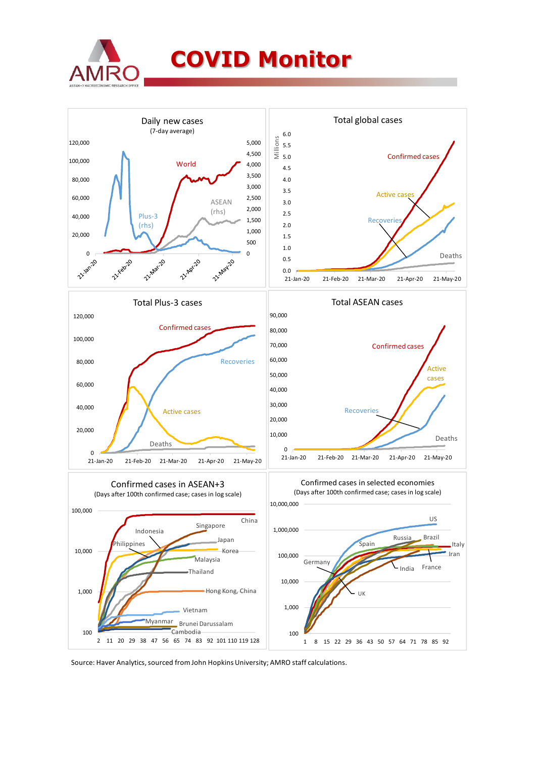# COVID Monitor

AMRO
ASEAN+3 MACROECONOMIC RESEARCH OFFICE

**Daily new cases**
(7-day average)

120,000
100,000
80,000
60,000
40,000
20,000
0

5,000
4,500
4,000
3,500
3,000
2,500
2,000
1,500
1,000
500
0

World
ASEAN (rhs)
Plus-3 (rhs)

21-Jan-20
21-Feb-20
21-Mar-20
21-Apr-20
21-May-20

**Total global cases**

Millions
6.0
5.5
5.0
4.5
4.0
3.5
3.0
2.5
2.0
1.5
1.0
0.5
0.0

Confirmed cases
Active cases
Recoveries
Deaths

21-Jan-20
21-Feb-20
21-Mar-20
21-Apr-20
21-May-20

**Total Plus-3 cases**

120,000
100,000
80,000
60,000
40,000
20,000
0

Confirmed cases
Recoveries
Active cases
Deaths

21-Jan-20
21-Feb-20
21-Mar-20
21-Apr-20
21-May-20

**Total ASEAN cases**

90,000
80,000
70,000
60,000
50,000
40,000
30,000
20,000
10,000
0

Confirmed cases
Active cases
Recoveries
Deaths

21-Jan-20
21-Feb-20
21-Mar-20
21-Apr-20
21-May-20

**Confirmed cases in ASEAN+3**
(Days after 100th confirmed case; cases in log scale)

100,000
10,000
1,000
100

China
Singapore
Indonesia
Japan
Philippines
Korea
Malaysia
Thailand
Hong Kong, China
Vietnam
Myanmar
Brunei Darussalam
Cambodia

2 11 20 29 38 47 56 65 74 83 92 101 110 119 128

**Confirmed cases in selected economies**
(Days after 100th confirmed case; cases in log scale)

10,000,000
1,000,000
100,000
10,000
1,000
100

US
Russia
Brazil
Spain
Italy
Iran
Germany
India
France
UK

1 8 15 22 29 36 43 50 57 64 71 78 85 92

Source: Haver Analytics, sourced from John Hopkins University; AMRO staff calculations.